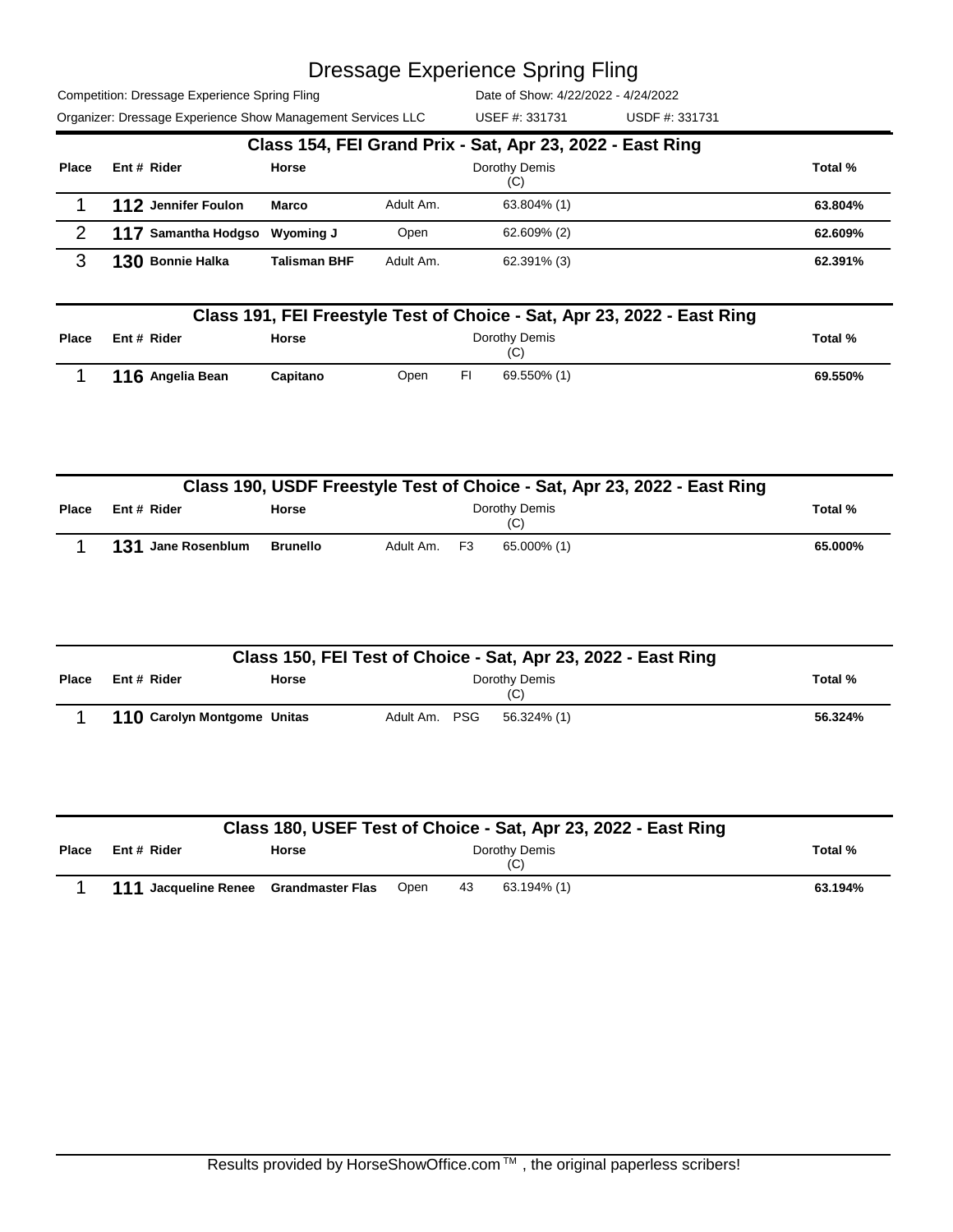# Dressage Experience Spring Fling

Competition: Dressage Experience Spring Fling — Date of Show: 4/22/2022 - 4/24/2022

Organizer: Dressage Experience Show Management Services LLC — USEF #: 331731 — USDF #: 331731

## Class 154, FEI Grand Prix - Sat, Apr 23, 2022 - East Ring

| Place | Ent # | Rider | Horse | | | Dorothy Demis (C) | Total % |
|---|---|---|---|---|---|---|---|
| 1 | 112 | Jennifer Foulon | Marco | Adult Am. | | 63.804% (1) | 63.804% |
| 2 | 117 | Samantha Hodgso | Wyoming J | Open | | 62.609% (2) | 62.609% |
| 3 | 130 | Bonnie Halka | Talisman BHF | Adult Am. | | 62.391% (3) | 62.391% |

## Class 191, FEI Freestyle Test of Choice - Sat, Apr 23, 2022 - East Ring

| Place | Ent # | Rider | Horse | | | Dorothy Demis (C) | Total % |
|---|---|---|---|---|---|---|---|
| 1 | 116 | Angelia Bean | Capitano | Open | FI | 69.550% (1) | 69.550% |

## Class 190, USDF Freestyle Test of Choice - Sat, Apr 23, 2022 - East Ring

| Place | Ent # | Rider | Horse | | | Dorothy Demis (C) | Total % |
|---|---|---|---|---|---|---|---|
| 1 | 131 | Jane Rosenblum | Brunello | Adult Am. | F3 | 65.000% (1) | 65.000% |

## Class 150, FEI Test of Choice - Sat, Apr 23, 2022 - East Ring

| Place | Ent # | Rider | Horse | | | Dorothy Demis (C) | Total % |
|---|---|---|---|---|---|---|---|
| 1 | 110 | Carolyn Montgome | Unitas | Adult Am. | PSG | 56.324% (1) | 56.324% |

## Class 180, USEF Test of Choice - Sat, Apr 23, 2022 - East Ring

| Place | Ent # | Rider | Horse | | | Dorothy Demis (C) | Total % |
|---|---|---|---|---|---|---|---|
| 1 | 111 | Jacqueline Renee | Grandmaster Flas | Open | 43 | 63.194% (1) | 63.194% |

Results provided by HorseShowOffice.com ™ , the original paperless scribers!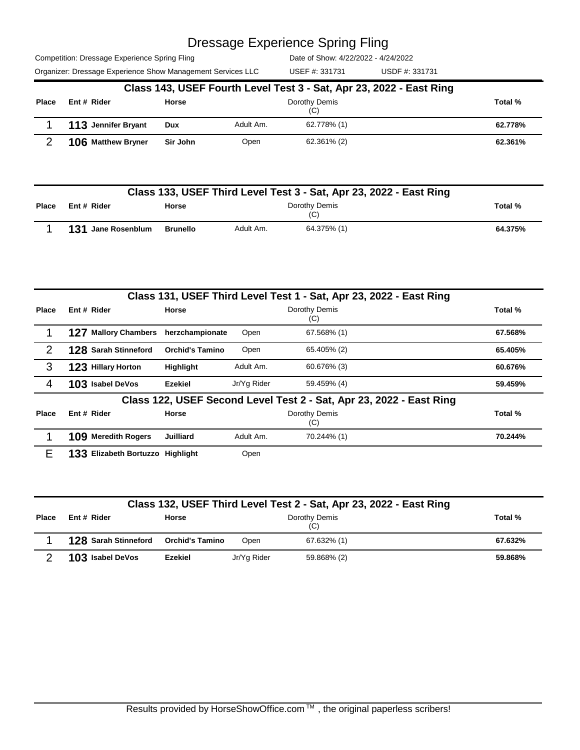# Dressage Experience Spring Fling

Competition: Dressage Experience Spring Fling    Date of Show: 4/22/2022 - 4/24/2022

Organizer: Dressage Experience Show Management Services LLC    USEF #: 331731    USDF #: 331731

## Class 143, USEF Fourth Level Test 3 - Sat, Apr 23, 2022 - East Ring

| Place | Ent # | Rider | Horse | | Dorothy Demis (C) | Total % |
|---|---|---|---|---|---|---|
| 1 | 113 | Jennifer Bryant | Dux | Adult Am. | 62.778% (1) | 62.778% |
| 2 | 106 | Matthew Bryner | Sir John | Open | 62.361% (2) | 62.361% |

## Class 133, USEF Third Level Test 3 - Sat, Apr 23, 2022 - East Ring

| Place | Ent # | Rider | Horse | | Dorothy Demis (C) | Total % |
|---|---|---|---|---|---|---|
| 1 | 131 | Jane Rosenblum | Brunello | Adult Am. | 64.375% (1) | 64.375% |

## Class 131, USEF Third Level Test 1 - Sat, Apr 23, 2022 - East Ring

| Place | Ent # | Rider | Horse | | Dorothy Demis (C) | Total % |
|---|---|---|---|---|---|---|
| 1 | 127 | Mallory Chambers | herzchampionate | Open | 67.568% (1) | 67.568% |
| 2 | 128 | Sarah Stinneford | Orchid's Tamino | Open | 65.405% (2) | 65.405% |
| 3 | 123 | Hillary Horton | Highlight | Adult Am. | 60.676% (3) | 60.676% |
| 4 | 103 | Isabel DeVos | Ezekiel | Jr/Yg Rider | 59.459% (4) | 59.459% |

## Class 122, USEF Second Level Test 2 - Sat, Apr 23, 2022 - East Ring

| Place | Ent # | Rider | Horse | | Dorothy Demis (C) | Total % |
|---|---|---|---|---|---|---|
| 1 | 109 | Meredith Rogers | Juilliard | Adult Am. | 70.244% (1) | 70.244% |
| E | 133 | Elizabeth Bortuzzo | Highlight | Open | | |

## Class 132, USEF Third Level Test 2 - Sat, Apr 23, 2022 - East Ring

| Place | Ent # | Rider | Horse | | Dorothy Demis (C) | Total % |
|---|---|---|---|---|---|---|
| 1 | 128 | Sarah Stinneford | Orchid's Tamino | Open | 67.632% (1) | 67.632% |
| 2 | 103 | Isabel DeVos | Ezekiel | Jr/Yg Rider | 59.868% (2) | 59.868% |

Results provided by HorseShowOffice.com ™ , the original paperless scribers!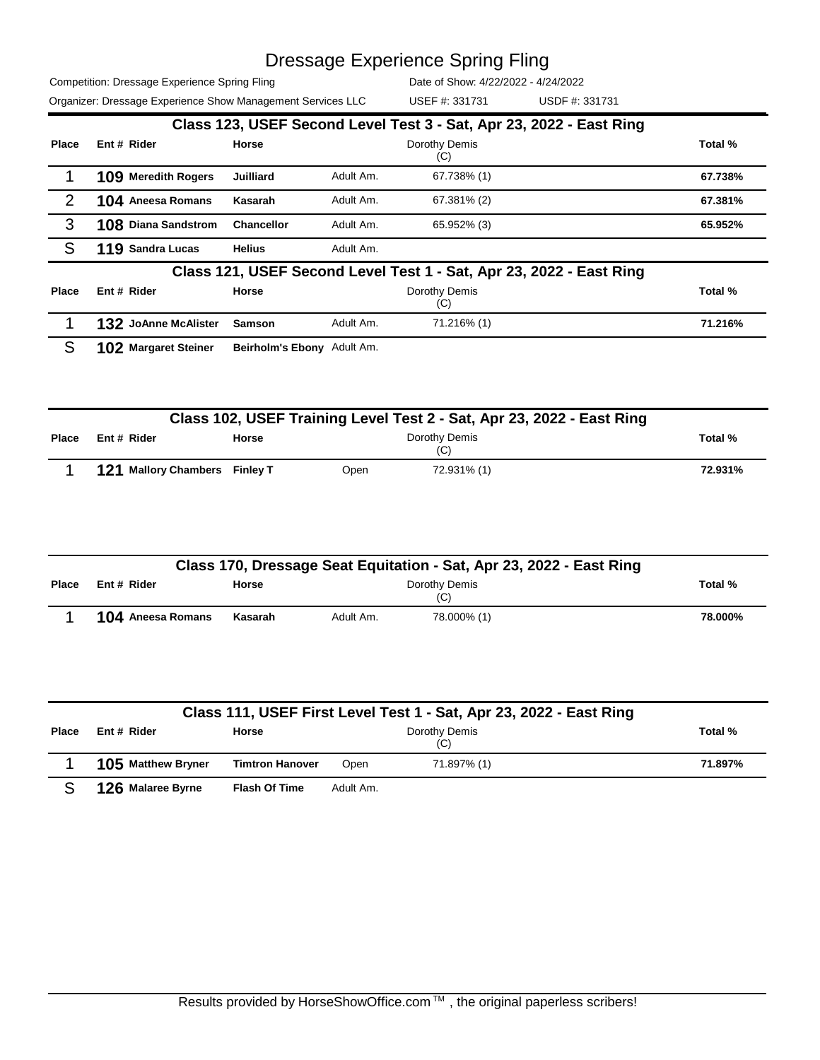# Dressage Experience Spring Fling

Competition: Dressage Experience Spring Fling  
Date of Show: 4/22/2022 - 4/24/2022  
Organizer: Dressage Experience Show Management Services LLC  
USEF #: 331731  
USDF #: 331731

## Class 123, USEF Second Level Test 3 - Sat, Apr 23, 2022 - East Ring

| Place | Ent # | Rider | Horse | | Dorothy Demis (C) | Total % |
|---|---|---|---|---|---|---|
| 1 | 109 | Meredith Rogers | Juilliard | Adult Am. | 67.738% (1) | 67.738% |
| 2 | 104 | Aneesa Romans | Kasarah | Adult Am. | 67.381% (2) | 67.381% |
| 3 | 108 | Diana Sandstrom | Chancellor | Adult Am. | 65.952% (3) | 65.952% |
| S | 119 | Sandra Lucas | Helius | Adult Am. | | |

## Class 121, USEF Second Level Test 1 - Sat, Apr 23, 2022 - East Ring

| Place | Ent # | Rider | Horse | | Dorothy Demis (C) | Total % |
|---|---|---|---|---|---|---|
| 1 | 132 | JoAnne McAlister | Samson | Adult Am. | 71.216% (1) | 71.216% |
| S | 102 | Margaret Steiner | Beirholm's Ebony | Adult Am. | | |

## Class 102, USEF Training Level Test 2 - Sat, Apr 23, 2022 - East Ring

| Place | Ent # | Rider | Horse | | Dorothy Demis (C) | Total % |
|---|---|---|---|---|---|---|
| 1 | 121 | Mallory Chambers | Finley T | Open | 72.931% (1) | 72.931% |

## Class 170, Dressage Seat Equitation - Sat, Apr 23, 2022 - East Ring

| Place | Ent # | Rider | Horse | | Dorothy Demis (C) | Total % |
|---|---|---|---|---|---|---|
| 1 | 104 | Aneesa Romans | Kasarah | Adult Am. | 78.000% (1) | 78.000% |

## Class 111, USEF First Level Test 1 - Sat, Apr 23, 2022 - East Ring

| Place | Ent # | Rider | Horse | | Dorothy Demis (C) | Total % |
|---|---|---|---|---|---|---|
| 1 | 105 | Matthew Bryner | Timtron Hanover | Open | 71.897% (1) | 71.897% |
| S | 126 | Malaree Byrne | Flash Of Time | Adult Am. | | |

Results provided by HorseShowOffice.com ™ , the original paperless scribers!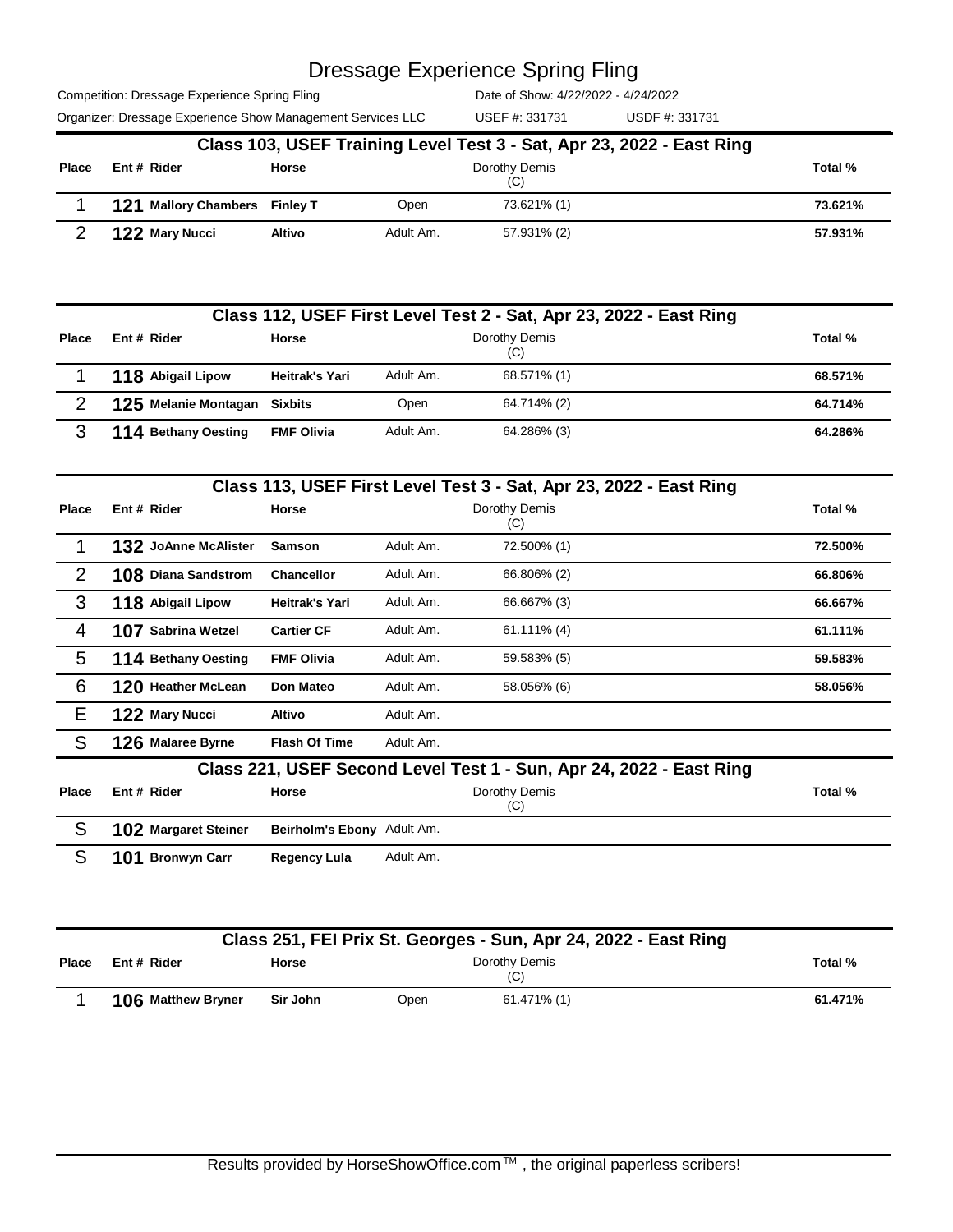# Dressage Experience Spring Fling

Competition: Dressage Experience Spring Fling | Date of Show: 4/22/2022 - 4/24/2022

Organizer: Dressage Experience Show Management Services LLC | USEF #: 331731 | USDF #: 331731

## Class 103, USEF Training Level Test 3 - Sat, Apr 23, 2022 - East Ring

| Place | Ent # | Rider | Horse | | Dorothy Demis (C) | Total % |
|---|---|---|---|---|---|---|
| 1 | 121 | Mallory Chambers | Finley T | Open | 73.621% (1) | 73.621% |
| 2 | 122 | Mary Nucci | Altivo | Adult Am. | 57.931% (2) | 57.931% |

## Class 112, USEF First Level Test 2 - Sat, Apr 23, 2022 - East Ring

| Place | Ent # | Rider | Horse | | Dorothy Demis (C) | Total % |
|---|---|---|---|---|---|---|
| 1 | 118 | Abigail Lipow | Heitrak's Yari | Adult Am. | 68.571% (1) | 68.571% |
| 2 | 125 | Melanie Montagan | Sixbits | Open | 64.714% (2) | 64.714% |
| 3 | 114 | Bethany Oesting | FMF Olivia | Adult Am. | 64.286% (3) | 64.286% |

## Class 113, USEF First Level Test 3 - Sat, Apr 23, 2022 - East Ring

| Place | Ent # | Rider | Horse | | Dorothy Demis (C) | Total % |
|---|---|---|---|---|---|---|
| 1 | 132 | JoAnne McAlister | Samson | Adult Am. | 72.500% (1) | 72.500% |
| 2 | 108 | Diana Sandstrom | Chancellor | Adult Am. | 66.806% (2) | 66.806% |
| 3 | 118 | Abigail Lipow | Heitrak's Yari | Adult Am. | 66.667% (3) | 66.667% |
| 4 | 107 | Sabrina Wetzel | Cartier CF | Adult Am. | 61.111% (4) | 61.111% |
| 5 | 114 | Bethany Oesting | FMF Olivia | Adult Am. | 59.583% (5) | 59.583% |
| 6 | 120 | Heather McLean | Don Mateo | Adult Am. | 58.056% (6) | 58.056% |
| E | 122 | Mary Nucci | Altivo | Adult Am. | | |
| S | 126 | Malaree Byrne | Flash Of Time | Adult Am. | | |

## Class 221, USEF Second Level Test 1 - Sun, Apr 24, 2022 - East Ring

| Place | Ent # | Rider | Horse | | Dorothy Demis (C) | Total % |
|---|---|---|---|---|---|---|
| S | 102 | Margaret Steiner | Beirholm's Ebony | Adult Am. | | |
| S | 101 | Bronwyn Carr | Regency Lula | Adult Am. | | |

## Class 251, FEI Prix St. Georges - Sun, Apr 24, 2022 - East Ring

| Place | Ent # | Rider | Horse | | Dorothy Demis (C) | Total % |
|---|---|---|---|---|---|---|
| 1 | 106 | Matthew Bryner | Sir John | Open | 61.471% (1) | 61.471% |

Results provided by HorseShowOffice.com ™ , the original paperless scribers!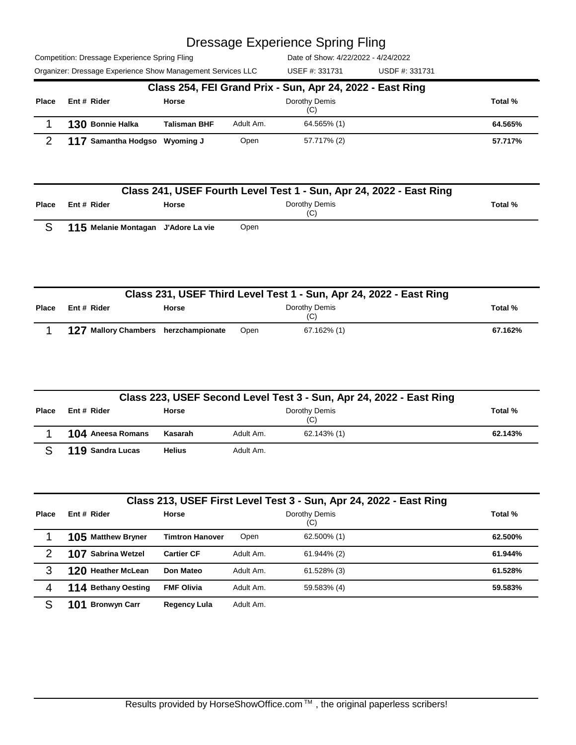# Dressage Experience Spring Fling

Competition: Dressage Experience Spring Fling    Date of Show: 4/22/2022 - 4/24/2022

Organizer: Dressage Experience Show Management Services LLC    USEF #: 331731    USDF #: 331731

## Class 254, FEI Grand Prix - Sun, Apr 24, 2022 - East Ring

| Place | Ent # | Rider | Horse | | Dorothy Demis (C) | Total % |
|---|---|---|---|---|---|---|
| 1 | 130 | Bonnie Halka | Talisman BHF | Adult Am. | 64.565% (1) | 64.565% |
| 2 | 117 | Samantha Hodgso | Wyoming J | Open | 57.717% (2) | 57.717% |

## Class 241, USEF Fourth Level Test 1 - Sun, Apr 24, 2022 - East Ring

| Place | Ent # | Rider | Horse | | Dorothy Demis (C) | Total % |
|---|---|---|---|---|---|---|
| S | 115 | Melanie Montagan | J'Adore La vie | Open | | |

## Class 231, USEF Third Level Test 1 - Sun, Apr 24, 2022 - East Ring

| Place | Ent # | Rider | Horse | | Dorothy Demis (C) | Total % |
|---|---|---|---|---|---|---|
| 1 | 127 | Mallory Chambers | herzchampionate | Open | 67.162% (1) | 67.162% |

## Class 223, USEF Second Level Test 3 - Sun, Apr 24, 2022 - East Ring

| Place | Ent # | Rider | Horse | | Dorothy Demis (C) | Total % |
|---|---|---|---|---|---|---|
| 1 | 104 | Aneesa Romans | Kasarah | Adult Am. | 62.143% (1) | 62.143% |
| S | 119 | Sandra Lucas | Helius | Adult Am. | | |

## Class 213, USEF First Level Test 3 - Sun, Apr 24, 2022 - East Ring

| Place | Ent # | Rider | Horse | | Dorothy Demis (C) | Total % |
|---|---|---|---|---|---|---|
| 1 | 105 | Matthew Bryner | Timtron Hanover | Open | 62.500% (1) | 62.500% |
| 2 | 107 | Sabrina Wetzel | Cartier CF | Adult Am. | 61.944% (2) | 61.944% |
| 3 | 120 | Heather McLean | Don Mateo | Adult Am. | 61.528% (3) | 61.528% |
| 4 | 114 | Bethany Oesting | FMF Olivia | Adult Am. | 59.583% (4) | 59.583% |
| S | 101 | Bronwyn Carr | Regency Lula | Adult Am. | | |

Results provided by HorseShowOffice.com ™ , the original paperless scribers!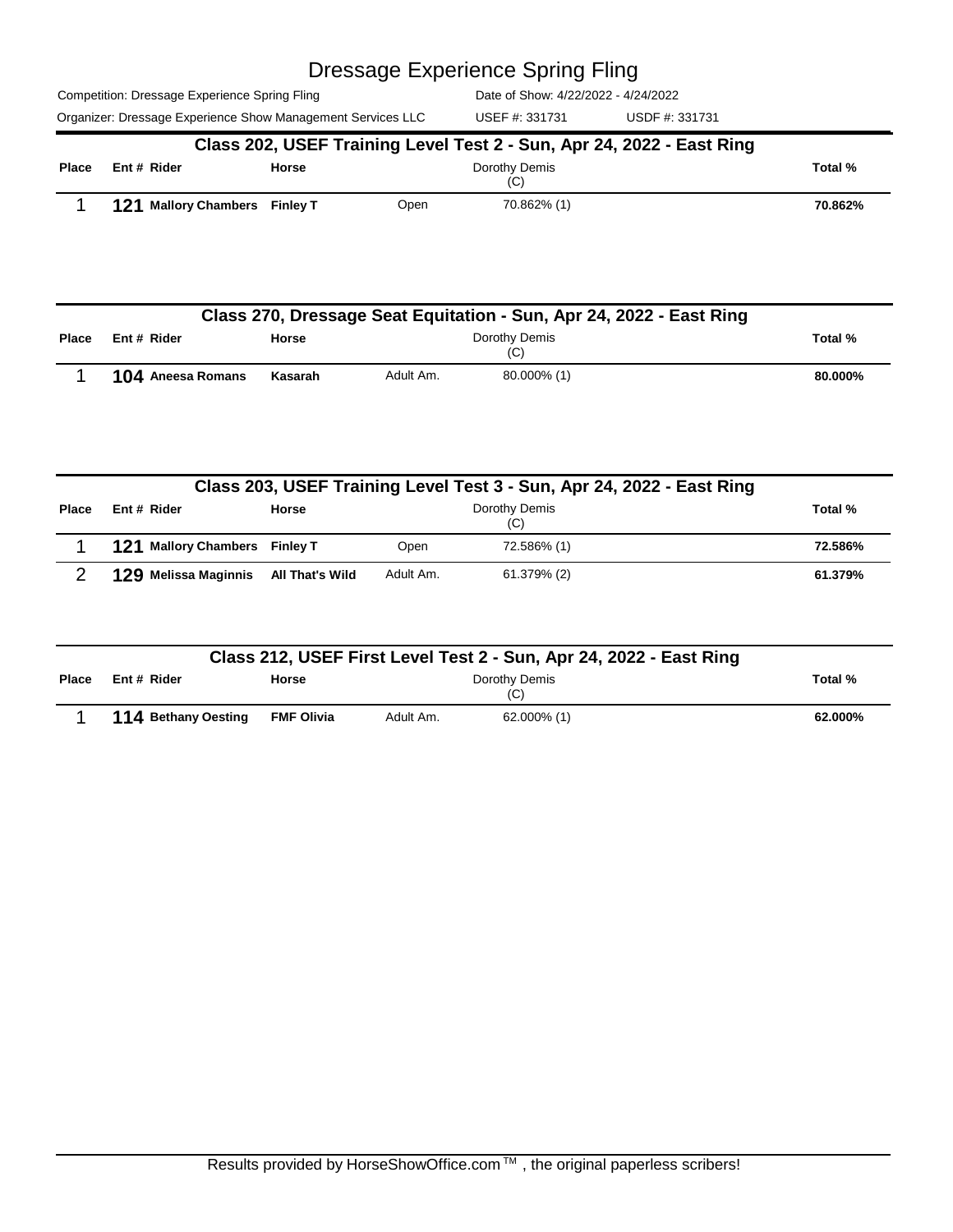# Dressage Experience Spring Fling

Competition: Dressage Experience Spring Fling — Date of Show: 4/22/2022 - 4/24/2022

Organizer: Dressage Experience Show Management Services LLC — USEF #: 331731 — USDF #: 331731

## Class 202, USEF Training Level Test 2 - Sun, Apr 24, 2022 - East Ring

| Place | Ent # | Rider | Horse | | Dorothy Demis (C) | Total % |
|---|---|---|---|---|---|---|
| 1 | 121 | Mallory Chambers | Finley T | Open | 70.862% (1) | 70.862% |

## Class 270, Dressage Seat Equitation - Sun, Apr 24, 2022 - East Ring

| Place | Ent # | Rider | Horse | | Dorothy Demis (C) | Total % |
|---|---|---|---|---|---|---|
| 1 | 104 | Aneesa Romans | Kasarah | Adult Am. | 80.000% (1) | 80.000% |

## Class 203, USEF Training Level Test 3 - Sun, Apr 24, 2022 - East Ring

| Place | Ent # | Rider | Horse | | Dorothy Demis (C) | Total % |
|---|---|---|---|---|---|---|
| 1 | 121 | Mallory Chambers | Finley T | Open | 72.586% (1) | 72.586% |
| 2 | 129 | Melissa Maginnis | All That's Wild | Adult Am. | 61.379% (2) | 61.379% |

## Class 212, USEF First Level Test 2 - Sun, Apr 24, 2022 - East Ring

| Place | Ent # | Rider | Horse | | Dorothy Demis (C) | Total % |
|---|---|---|---|---|---|---|
| 1 | 114 | Bethany Oesting | FMF Olivia | Adult Am. | 62.000% (1) | 62.000% |

Results provided by HorseShowOffice.com ™ , the original paperless scribers!